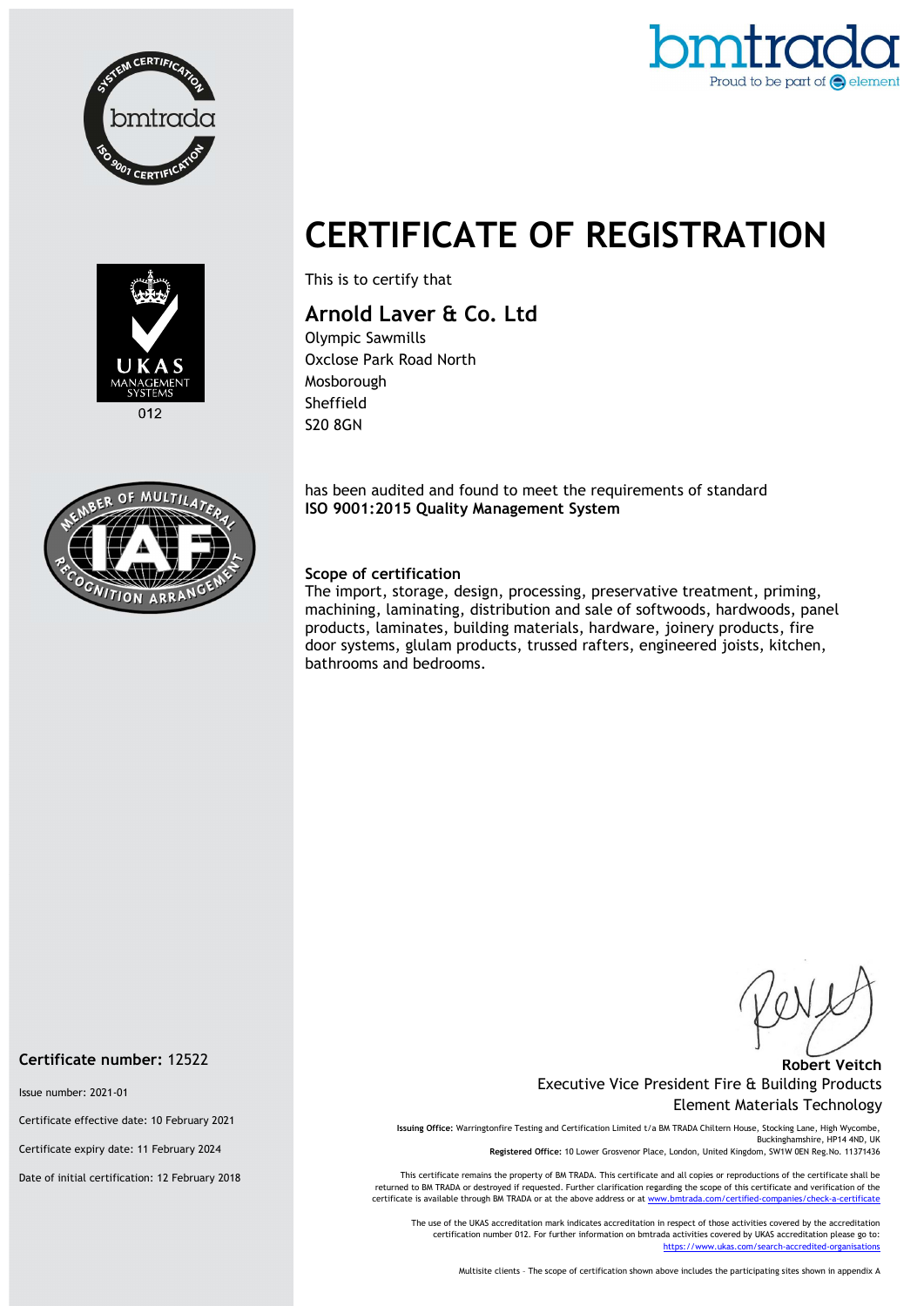# CERTIFICATE OF REGISTRATION

This is to certify that

## Arnold Laver & Co. Ltd

Olympic Sawmills
Oxclose Park Road North
Mosborough
Sheffield
S20 8GN

has been audited and found to meet the requirements of standard
**ISO 9001:2015 Quality Management System**

**Scope of certification**
The import, storage, design, processing, preservative treatment, priming, machining, laminating, distribution and sale of softwoods, hardwoods, panel products, laminates, building materials, hardware, joinery products, fire door systems, glulam products, trussed rafters, engineered joists, kitchen, bathrooms and bedrooms.

**Robert Veitch**
Executive Vice President Fire & Building Products
Element Materials Technology

**Certificate number:** 12522

Issue number: 2021-01

Certificate effective date: 10 February 2021

Certificate expiry date: 11 February 2024

Date of initial certification: 12 February 2018

**Issuing Office:** Warringtonfire Testing and Certification Limited t/a BM TRADA Chiltern House, Stocking Lane, High Wycombe, Buckinghamshire, HP14 4ND, UK
**Registered Office:** 10 Lower Grosvenor Place, London, United Kingdom, SW1W 0EN Reg.No. 11371436

This certificate remains the property of BM TRADA. This certificate and all copies or reproductions of the certificate shall be returned to BM TRADA or destroyed if requested. Further clarification regarding the scope of this certificate and verification of the certificate is available through BM TRADA or at the above address or at www.bmtrada.com/certified-companies/check-a-certificate

The use of the UKAS accreditation mark indicates accreditation in respect of those activities covered by the accreditation certification number 012. For further information on bmtrada activities covered by UKAS accreditation please go to: https://www.ukas.com/search-accredited-organisations

Multisite clients – The scope of certification shown above includes the participating sites shown in appendix A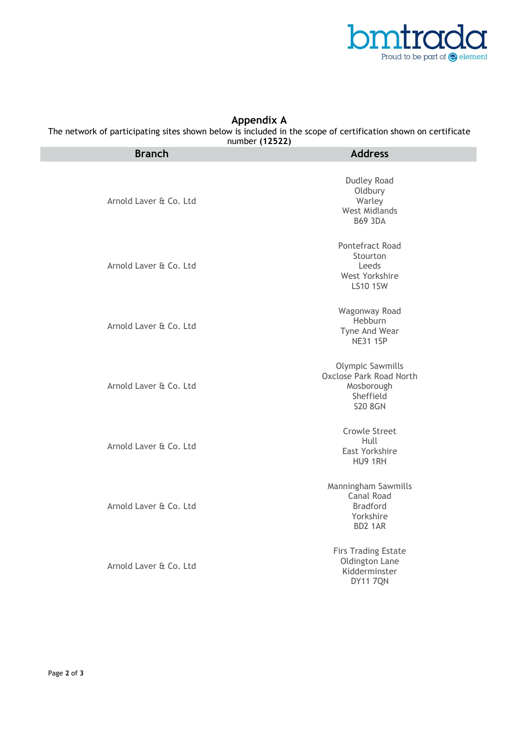## Appendix A

The network of participating sites shown below is included in the scope of certification shown on certificate number **(12522)**

| Branch | Address |
|---|---|
| Arnold Laver & Co. Ltd | Dudley Road<br>Oldbury<br>Warley<br>West Midlands<br>B69 3DA |
| Arnold Laver & Co. Ltd | Pontefract Road<br>Stourton<br>Leeds<br>West Yorkshire<br>LS10 1SW |
| Arnold Laver & Co. Ltd | Wagonway Road<br>Hebburn<br>Tyne And Wear<br>NE31 1SP |
| Arnold Laver & Co. Ltd | Olympic Sawmills<br>Oxclose Park Road North<br>Mosborough<br>Sheffield<br>S20 8GN |
| Arnold Laver & Co. Ltd | Crowle Street<br>Hull<br>East Yorkshire<br>HU9 1RH |
| Arnold Laver & Co. Ltd | Manningham Sawmills<br>Canal Road<br>Bradford<br>Yorkshire<br>BD2 1AR |
| Arnold Laver & Co. Ltd | Firs Trading Estate<br>Oldington Lane<br>Kidderminster<br>DY11 7QN |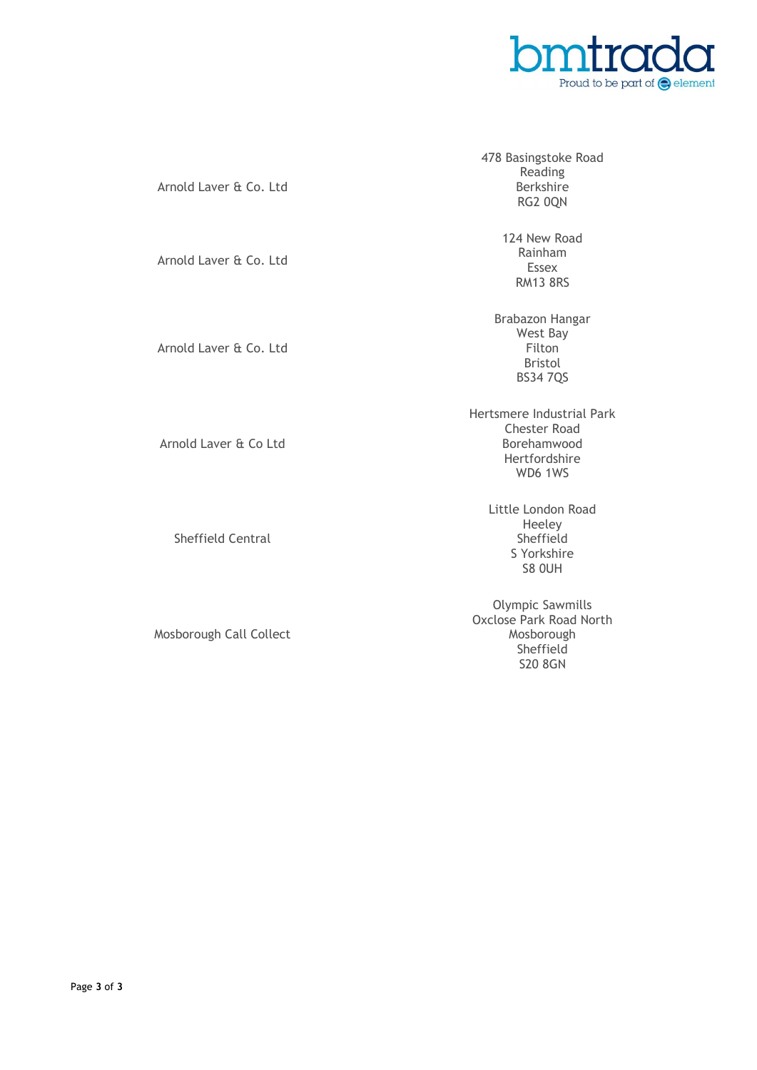| | |
|---|---|
| Arnold Laver & Co. Ltd | 478 Basingstoke Road<br>Reading<br>Berkshire<br>RG2 0QN |
| Arnold Laver & Co. Ltd | 124 New Road<br>Rainham<br>Essex<br>RM13 8RS |
| Arnold Laver & Co. Ltd | Brabazon Hangar<br>West Bay<br>Filton<br>Bristol<br>BS34 7QS |
| Arnold Laver & Co Ltd | Hertsmere Industrial Park<br>Chester Road<br>Borehamwood<br>Hertfordshire<br>WD6 1WS |
| Sheffield Central | Little London Road<br>Heeley<br>Sheffield<br>S Yorkshire<br>S8 0UH |
| Mosborough Call Collect | Olympic Sawmills<br>Oxclose Park Road North<br>Mosborough<br>Sheffield<br>S20 8GN |